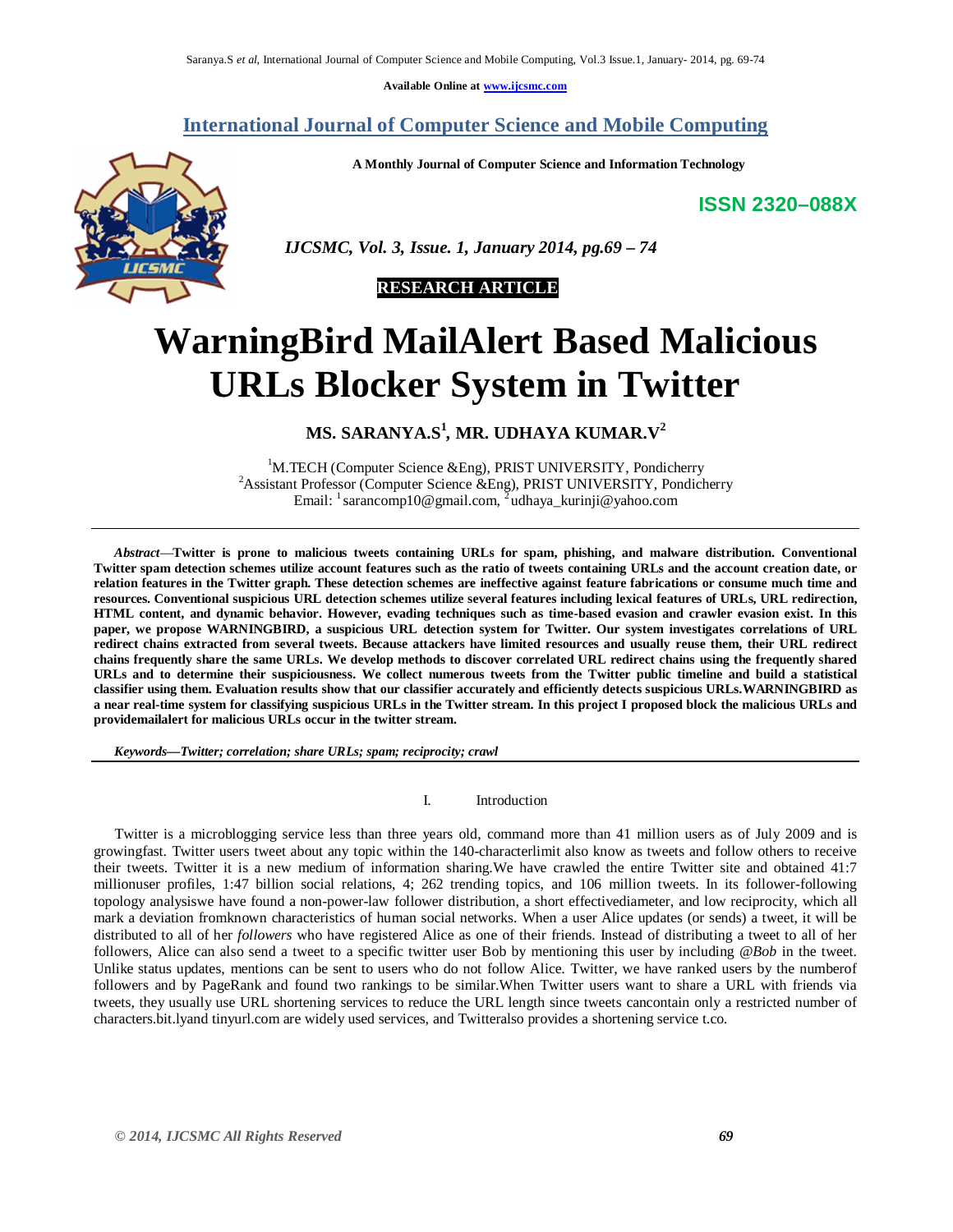Available Online at www.ijcsmc.com

# International Journal of Computer Science and Mobile Computing

**A Monthly Journal of Computer Science and Information Technology**

**ISSN 2320–088X**

*IJCSMC, Vol. 3, Issue. 1, January 2014, pg.69 – 74*

**RESEARCH ARTICLE**

# WarningBird MailAlert Based Malicious URLs Blocker System in Twitter

**MS. SARANYA.S[1], MR. UDHAYA KUMAR.V[2]**

[1]M.TECH (Computer Science &Eng), PRIST UNIVERSITY, Pondicherry
[2]Assistant Professor (Computer Science &Eng), PRIST UNIVERSITY, Pondicherry
Email: [1] sarancomp10@gmail.com, [2] udhaya_kurinji@yahoo.com

***Abstract***—**Twitter is prone to malicious tweets containing URLs for spam, phishing, and malware distribution. Conventional Twitter spam detection schemes utilize account features such as the ratio of tweets containing URLs and the account creation date, or relation features in the Twitter graph. These detection schemes are ineffective against feature fabrications or consume much time and resources. Conventional suspicious URL detection schemes utilize several features including lexical features of URLs, URL redirection, HTML content, and dynamic behavior. However, evading techniques such as time-based evasion and crawler evasion exist. In this paper, we propose WARNINGBIRD, a suspicious URL detection system for Twitter. Our system investigates correlations of URL redirect chains extracted from several tweets. Because attackers have limited resources and usually reuse them, their URL redirect chains frequently share the same URLs. We develop methods to discover correlated URL redirect chains using the frequently shared URLs and to determine their suspiciousness. We collect numerous tweets from the Twitter public timeline and build a statistical classifier using them. Evaluation results show that our classifier accurately and efficiently detects suspicious URLs.WARNINGBIRD as a near real-time system for classifying suspicious URLs in the Twitter stream. In this project I proposed block the malicious URLs and providemailalert for malicious URLs occur in the twitter stream.**

***Keywords—Twitter; correlation; share URLs; spam; reciprocity; crawl***

## I. Introduction

Twitter is a microblogging service less than three years old, command more than 41 million users as of July 2009 and is growingfast. Twitter users tweet about any topic within the 140-characterlimit also know as tweets and follow others to receive their tweets. Twitter it is a new medium of information sharing.We have crawled the entire Twitter site and obtained 41:7 millionuser profiles, 1:47 billion social relations, 4; 262 trending topics, and 106 million tweets. In its follower-following topology analysiswe have found a non-power-law follower distribution, a short effectivediameter, and low reciprocity, which all mark a deviation fromknown characteristics of human social networks. When a user Alice updates (or sends) a tweet, it will be distributed to all of her *followers* who have registered Alice as one of their friends. Instead of distributing a tweet to all of her followers, Alice can also send a tweet to a specific twitter user Bob by mentioning this user by including *@Bob* in the tweet. Unlike status updates, mentions can be sent to users who do not follow Alice. Twitter, we have ranked users by the numberof followers and by PageRank and found two rankings to be similar.When Twitter users want to share a URL with friends via tweets, they usually use URL shortening services to reduce the URL length since tweets cancontain only a restricted number of characters.bit.lyand tinyurl.com are widely used services, and Twitteralso provides a shortening service t.co.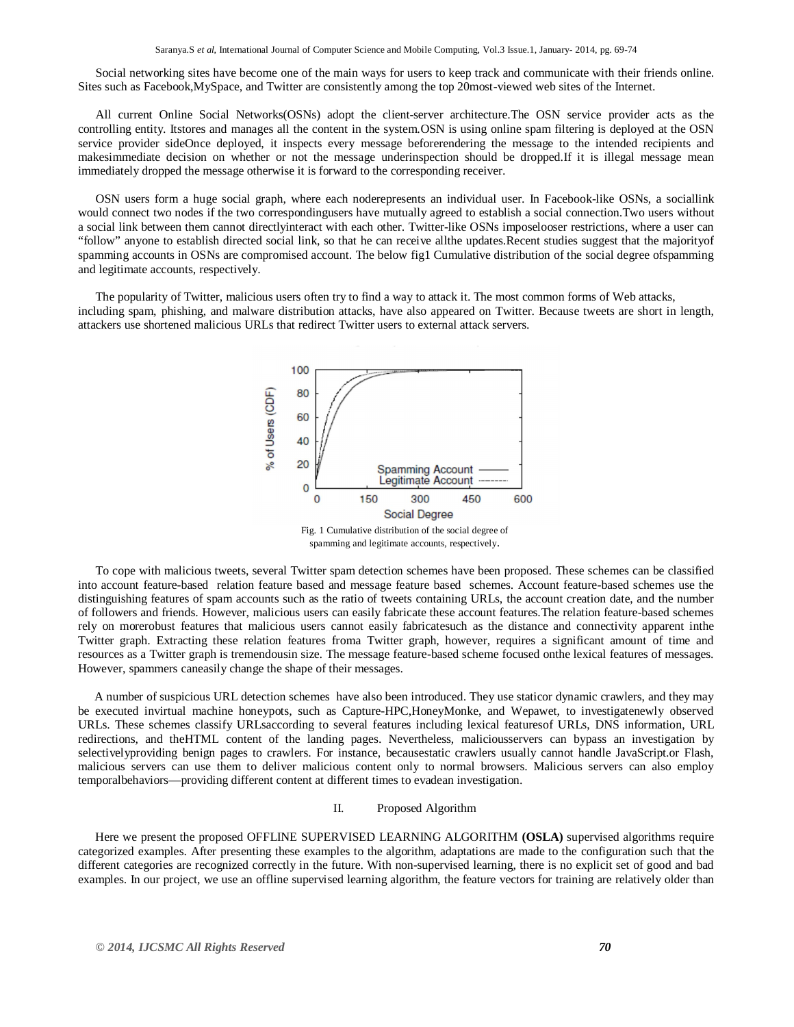Social networking sites have become one of the main ways for users to keep track and communicate with their friends online. Sites such as Facebook,MySpace, and Twitter are consistently among the top 20most-viewed web sites of the Internet.

All current Online Social Networks(OSNs) adopt the client-server architecture.The OSN service provider acts as the controlling entity. Itstores and manages all the content in the system.OSN is using online spam filtering is deployed at the OSN service provider sideOnce deployed, it inspects every message beforerendering the message to the intended recipients and makesimmediate decision on whether or not the message underinspection should be dropped.If it is illegal message mean immediately dropped the message otherwise it is forward to the corresponding receiver.

OSN users form a huge social graph, where each noderepresents an individual user. In Facebook-like OSNs, a sociallink would connect two nodes if the two correspondingusers have mutually agreed to establish a social connection.Two users without a social link between them cannot directlyinteract with each other. Twitter-like OSNs imposelooser restrictions, where a user can "follow" anyone to establish directed social link, so that he can receive allthe updates.Recent studies suggest that the majorityof spamming accounts in OSNs are compromised account. The below fig1 Cumulative distribution of the social degree ofspamming and legitimate accounts, respectively.

The popularity of Twitter, malicious users often try to find a way to attack it. The most common forms of Web attacks, including spam, phishing, and malware distribution attacks, have also appeared on Twitter. Because tweets are short in length, attackers use shortened malicious URLs that redirect Twitter users to external attack servers.

Fig. 1 Cumulative distribution of the social degree of spamming and legitimate accounts, respectively.

To cope with malicious tweets, several Twitter spam detection schemes have been proposed. These schemes can be classified into account feature-based relation feature based and message feature based schemes. Account feature-based schemes use the distinguishing features of spam accounts such as the ratio of tweets containing URLs, the account creation date, and the number of followers and friends. However, malicious users can easily fabricate these account features.The relation feature-based schemes rely on morerobust features that malicious users cannot easily fabricatesuch as the distance and connectivity apparent inthe Twitter graph. Extracting these relation features froma Twitter graph, however, requires a significant amount of time and resources as a Twitter graph is tremendousin size. The message feature-based scheme focused onthe lexical features of messages. However, spammers caneasily change the shape of their messages.

A number of suspicious URL detection schemes have also been introduced. They use staticor dynamic crawlers, and they may be executed invirtual machine honeypots, such as Capture-HPC,HoneyMonke, and Wepawet, to investigatenewly observed URLs. These schemes classify URLsaccording to several features including lexical featuresof URLs, DNS information, URL redirections, and theHTML content of the landing pages. Nevertheless, maliciousservers can bypass an investigation by selectivelyproviding benign pages to crawlers. For instance, becausestatic crawlers usually cannot handle JavaScript.or Flash, malicious servers can use them to deliver malicious content only to normal browsers. Malicious servers can also employ temporalbehaviors—providing different content at different times to evadean investigation.

## II. Proposed Algorithm

Here we present the proposed OFFLINE SUPERVISED LEARNING ALGORITHM **(OSLA)** supervised algorithms require categorized examples. After presenting these examples to the algorithm, adaptations are made to the configuration such that the different categories are recognized correctly in the future. With non-supervised learning, there is no explicit set of good and bad examples. In our project, we use an offline supervised learning algorithm, the feature vectors for training are relatively older than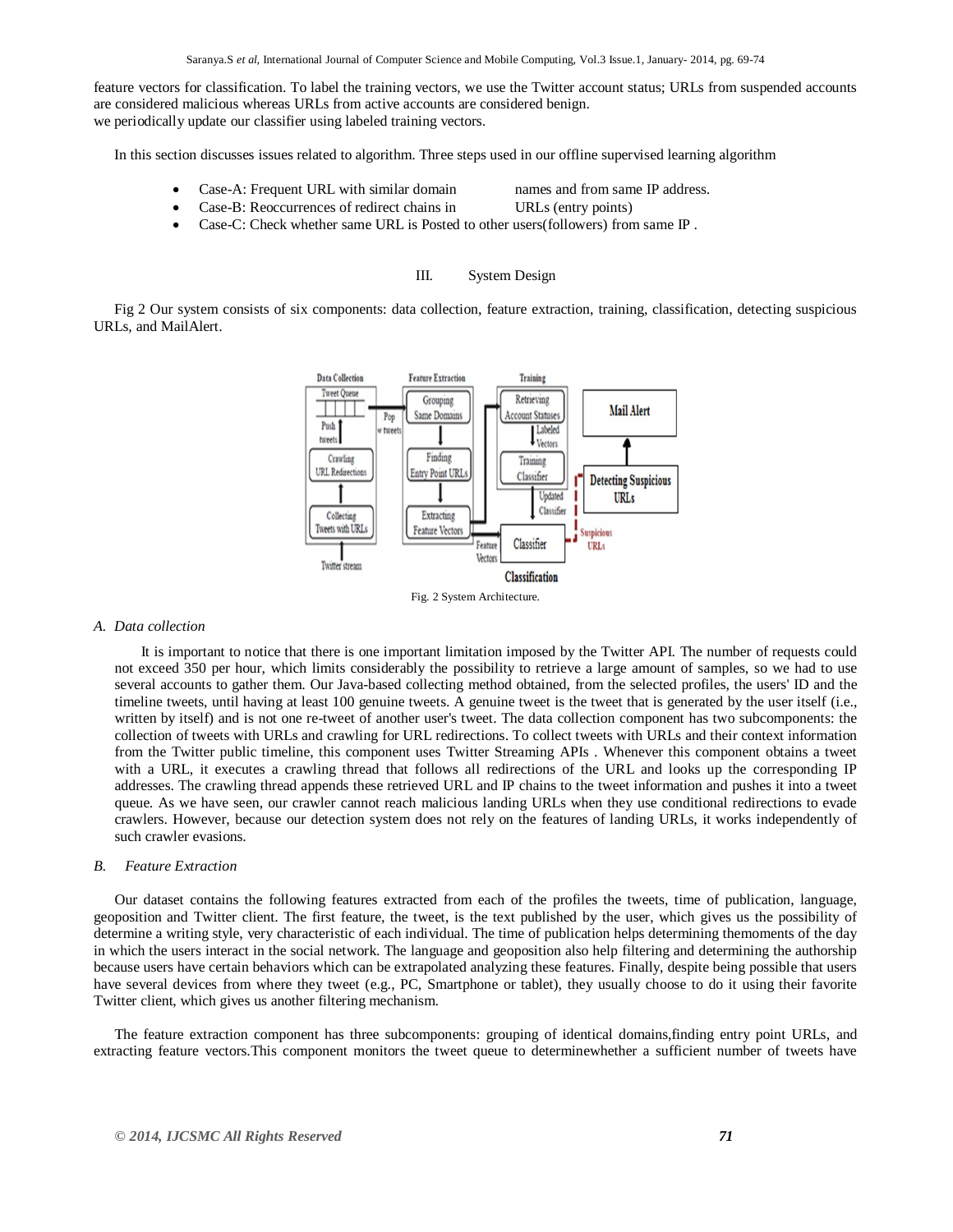feature vectors for classification. To label the training vectors, we use the Twitter account status; URLs from suspended accounts are considered malicious whereas URLs from active accounts are considered benign.
we periodically update our classifier using labeled training vectors.

In this section discusses issues related to algorithm. Three steps used in our offline supervised learning algorithm

- Case-A: Frequent URL with similar domain names and from same IP address.
- Case-B: Reoccurrences of redirect chains in URLs (entry points)
- Case-C: Check whether same URL is Posted to other users(followers) from same IP .

## III. System Design

Fig 2 Our system consists of six components: data collection, feature extraction, training, classification, detecting suspicious URLs, and MailAlert.

Fig. 2 System Architecture.

### A. Data collection

It is important to notice that there is one important limitation imposed by the Twitter API. The number of requests could not exceed 350 per hour, which limits considerably the possibility to retrieve a large amount of samples, so we had to use several accounts to gather them. Our Java-based collecting method obtained, from the selected profiles, the users' ID and the timeline tweets, until having at least 100 genuine tweets. A genuine tweet is the tweet that is generated by the user itself (i.e., written by itself) and is not one re-tweet of another user's tweet. The data collection component has two subcomponents: the collection of tweets with URLs and crawling for URL redirections. To collect tweets with URLs and their context information from the Twitter public timeline, this component uses Twitter Streaming APIs . Whenever this component obtains a tweet with a URL, it executes a crawling thread that follows all redirections of the URL and looks up the corresponding IP addresses. The crawling thread appends these retrieved URL and IP chains to the tweet information and pushes it into a tweet queue. As we have seen, our crawler cannot reach malicious landing URLs when they use conditional redirections to evade crawlers. However, because our detection system does not rely on the features of landing URLs, it works independently of such crawler evasions.

### B. Feature Extraction

Our dataset contains the following features extracted from each of the profiles the tweets, time of publication, language, geoposition and Twitter client. The first feature, the tweet, is the text published by the user, which gives us the possibility of determine a writing style, very characteristic of each individual. The time of publication helps determining themoments of the day in which the users interact in the social network. The language and geoposition also help filtering and determining the authorship because users have certain behaviors which can be extrapolated analyzing these features. Finally, despite being possible that users have several devices from where they tweet (e.g., PC, Smartphone or tablet), they usually choose to do it using their favorite Twitter client, which gives us another filtering mechanism.

The feature extraction component has three subcomponents: grouping of identical domains,finding entry point URLs, and extracting feature vectors.This component monitors the tweet queue to determinewhether a sufficient number of tweets have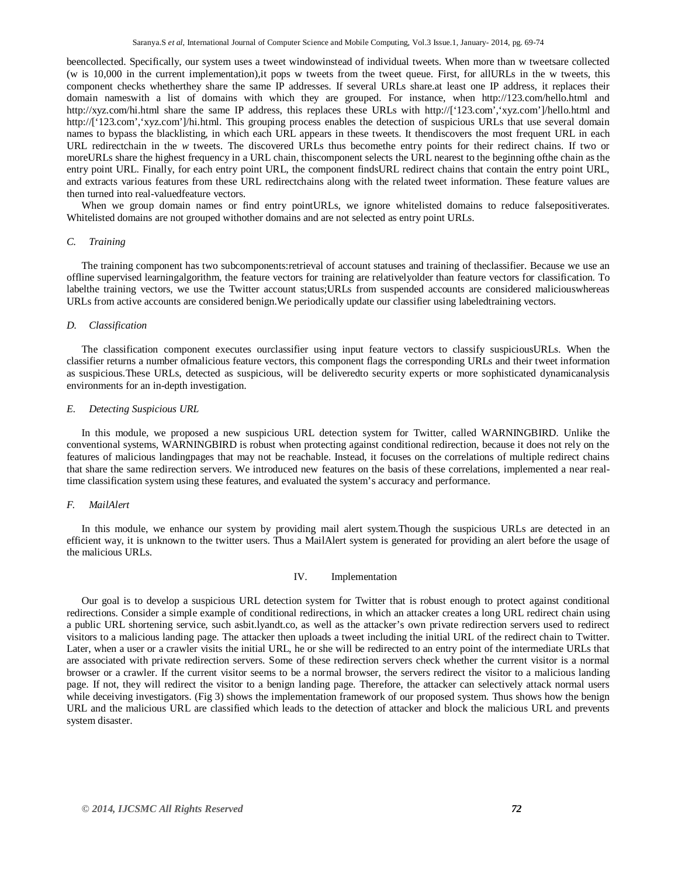beencollected. Specifically, our system uses a tweet windowinstead of individual tweets. When more than w tweetsare collected (w is 10,000 in the current implementation),it pops w tweets from the tweet queue. First, for allURLs in the w tweets, this component checks whetherthey share the same IP addresses. If several URLs share.at least one IP address, it replaces their domain nameswith a list of domains with which they are grouped. For instance, when http://123.com/hello.html and http://xyz.com/hi.html share the same IP address, this replaces these URLs with http://['123.com','xyz.com']/hello.html and http://['123.com','xyz.com']/hi.html. This grouping process enables the detection of suspicious URLs that use several domain names to bypass the blacklisting, in which each URL appears in these tweets. It thendiscovers the most frequent URL in each URL redirectchain in the *w* tweets. The discovered URLs thus becomethe entry points for their redirect chains. If two or moreURLs share the highest frequency in a URL chain, thiscomponent selects the URL nearest to the beginning ofthe chain as the entry point URL. Finally, for each entry point URL, the component findsURL redirect chains that contain the entry point URL, and extracts various features from these URL redirectchains along with the related tweet information. These feature values are then turned into real-valuedfeature vectors.

When we group domain names or find entry pointURLs, we ignore whitelisted domains to reduce falsepositiverates. Whitelisted domains are not grouped withother domains and are not selected as entry point URLs.

### *C. Training*

The training component has two subcomponents:retrieval of account statuses and training of theclassifier. Because we use an offline supervised learningalgorithm, the feature vectors for training are relativelyolder than feature vectors for classification. To labelthe training vectors, we use the Twitter account status;URLs from suspended accounts are considered maliciouswhereas URLs from active accounts are considered benign.We periodically update our classifier using labeledtraining vectors.

### *D. Classification*

The classification component executes ourclassifier using input feature vectors to classify suspiciousURLs. When the classifier returns a number ofmalicious feature vectors, this component flags the corresponding URLs and their tweet information as suspicious.These URLs, detected as suspicious, will be deliveredto security experts or more sophisticated dynamicanalysis environments for an in-depth investigation.

### *E. Detecting Suspicious URL*

In this module, we proposed a new suspicious URL detection system for Twitter, called WARNINGBIRD. Unlike the conventional systems, WARNINGBIRD is robust when protecting against conditional redirection, because it does not rely on the features of malicious landingpages that may not be reachable. Instead, it focuses on the correlations of multiple redirect chains that share the same redirection servers. We introduced new features on the basis of these correlations, implemented a near real-time classification system using these features, and evaluated the system's accuracy and performance.

### *F. MailAlert*

In this module, we enhance our system by providing mail alert system.Though the suspicious URLs are detected in an efficient way, it is unknown to the twitter users. Thus a MailAlert system is generated for providing an alert before the usage of the malicious URLs.

## IV. Implementation

Our goal is to develop a suspicious URL detection system for Twitter that is robust enough to protect against conditional redirections. Consider a simple example of conditional redirections, in which an attacker creates a long URL redirect chain using a public URL shortening service, such asbit.lyandt.co, as well as the attacker's own private redirection servers used to redirect visitors to a malicious landing page. The attacker then uploads a tweet including the initial URL of the redirect chain to Twitter. Later, when a user or a crawler visits the initial URL, he or she will be redirected to an entry point of the intermediate URLs that are associated with private redirection servers. Some of these redirection servers check whether the current visitor is a normal browser or a crawler. If the current visitor seems to be a normal browser, the servers redirect the visitor to a malicious landing page. If not, they will redirect the visitor to a benign landing page. Therefore, the attacker can selectively attack normal users while deceiving investigators. (Fig 3) shows the implementation framework of our proposed system. Thus shows how the benign URL and the malicious URL are classified which leads to the detection of attacker and block the malicious URL and prevents system disaster.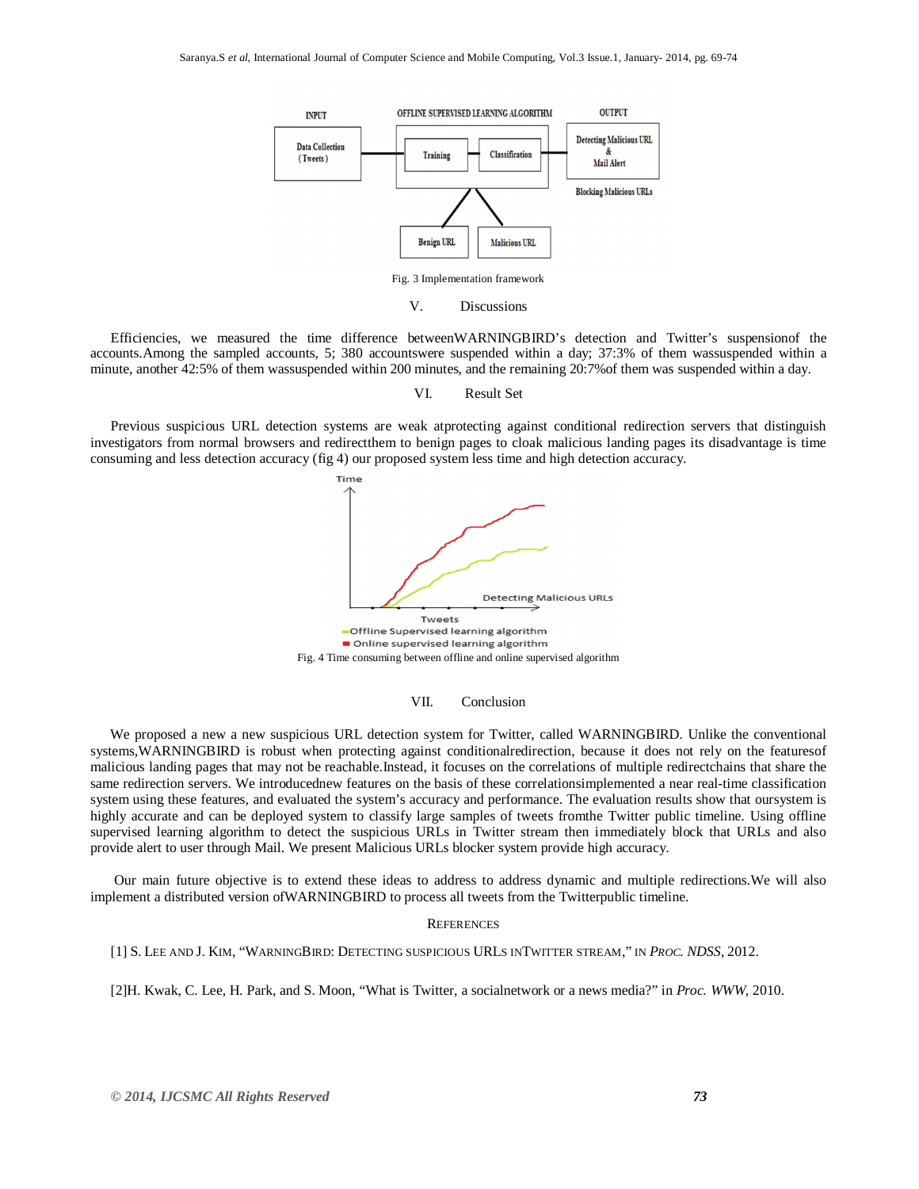Fig. 3 Implementation framework

## V. Discussions

Efficiencies, we measured the time difference betweenWARNINGBIRD's detection and Twitter's suspensionof the accounts.Among the sampled accounts, 5; 380 accountswere suspended within a day; 37:3% of them wassuspended within a minute, another 42:5% of them wassuspended within 200 minutes, and the remaining 20:7%of them was suspended within a day.

## VI. Result Set

Previous suspicious URL detection systems are weak atprotecting against conditional redirection servers that distinguish investigators from normal browsers and redirectthem to benign pages to cloak malicious landing pages its disadvantage is time consuming and less detection accuracy (fig 4) our proposed system less time and high detection accuracy.

Fig. 4 Time consuming between offline and online supervised algorithm

## VII. Conclusion

We proposed a new a new suspicious URL detection system for Twitter, called WARNINGBIRD. Unlike the conventional systems,WARNINGBIRD is robust when protecting against conditionalredirection, because it does not rely on the featuresof malicious landing pages that may not be reachable.Instead, it focuses on the correlations of multiple redirectchains that share the same redirection servers. We introducednew features on the basis of these correlationsimplemented a near real-time classification system using these features, and evaluated the system's accuracy and performance. The evaluation results show that oursystem is highly accurate and can be deployed system to classify large samples of tweets fromthe Twitter public timeline. Using offline supervised learning algorithm to detect the suspicious URLs in Twitter stream then immediately block that URLs and also provide alert to user through Mail. We present Malicious URLs blocker system provide high accuracy.

Our main future objective is to extend these ideas to address to address dynamic and multiple redirections.We will also implement a distributed version ofWARNINGBIRD to process all tweets from the Twitterpublic timeline.

## References

[1] S. Lee and J. Kim, "WarningBird: Detecting suspicious URLs inTwitter stream," in *Proc. NDSS*, 2012.

[2]H. Kwak, C. Lee, H. Park, and S. Moon, "What is Twitter, a socialnetwork or a news media?" in *Proc. WWW*, 2010.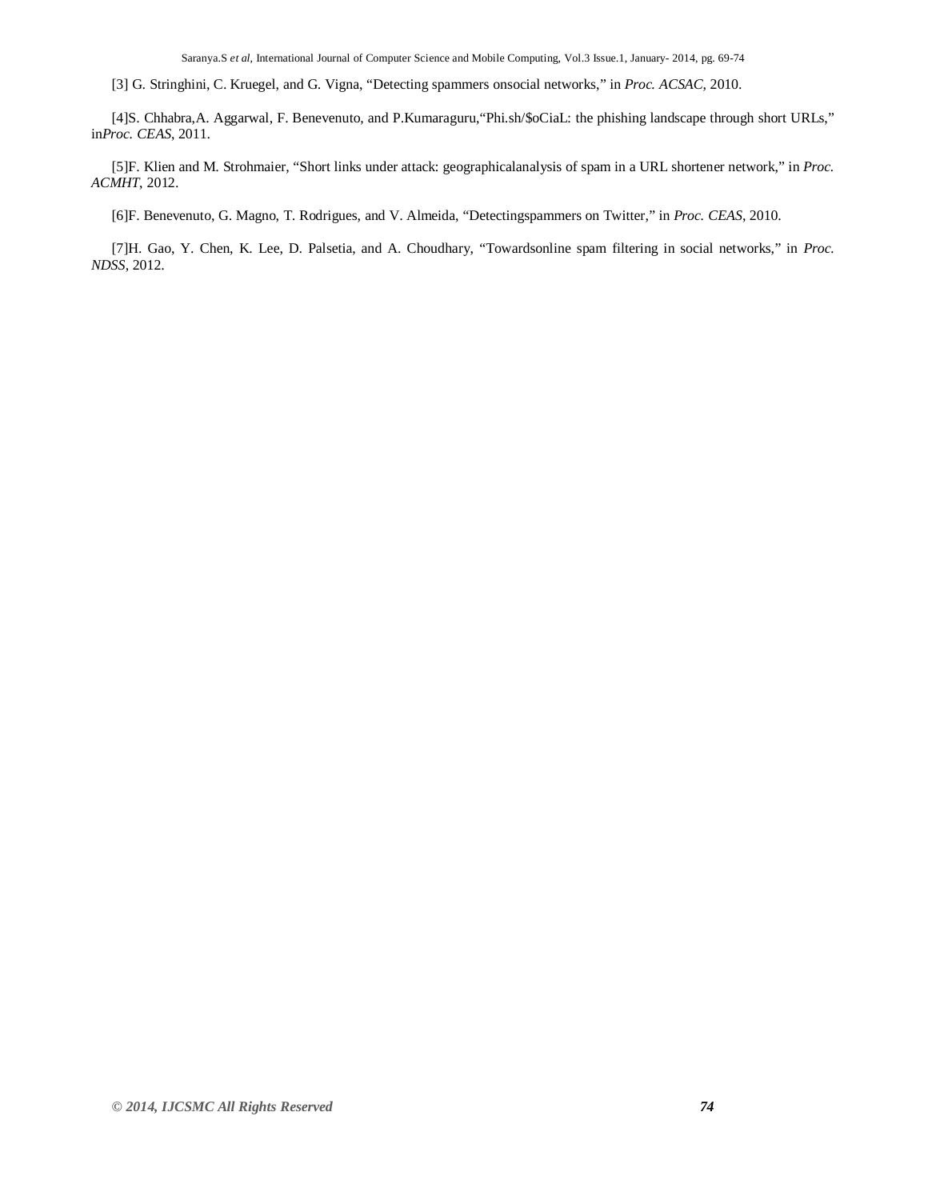[3] G. Stringhini, C. Kruegel, and G. Vigna, “Detecting spammers onsocial networks,” in *Proc. ACSAC*, 2010.

[4]S. Chhabra,A. Aggarwal, F. Benevenuto, and P.Kumaraguru,“Phi.sh/$oCiaL: the phishing landscape through short URLs,” in*Proc. CEAS*, 2011.

[5]F. Klien and M. Strohmaier, “Short links under attack: geographicalanalysis of spam in a URL shortener network,” in *Proc. ACMHT*, 2012.

[6]F. Benevenuto, G. Magno, T. Rodrigues, and V. Almeida, “Detectingspammers on Twitter,” in *Proc. CEAS*, 2010.

[7]H. Gao, Y. Chen, K. Lee, D. Palsetia, and A. Choudhary, “Towardsonline spam filtering in social networks,” in *Proc. NDSS*, 2012.